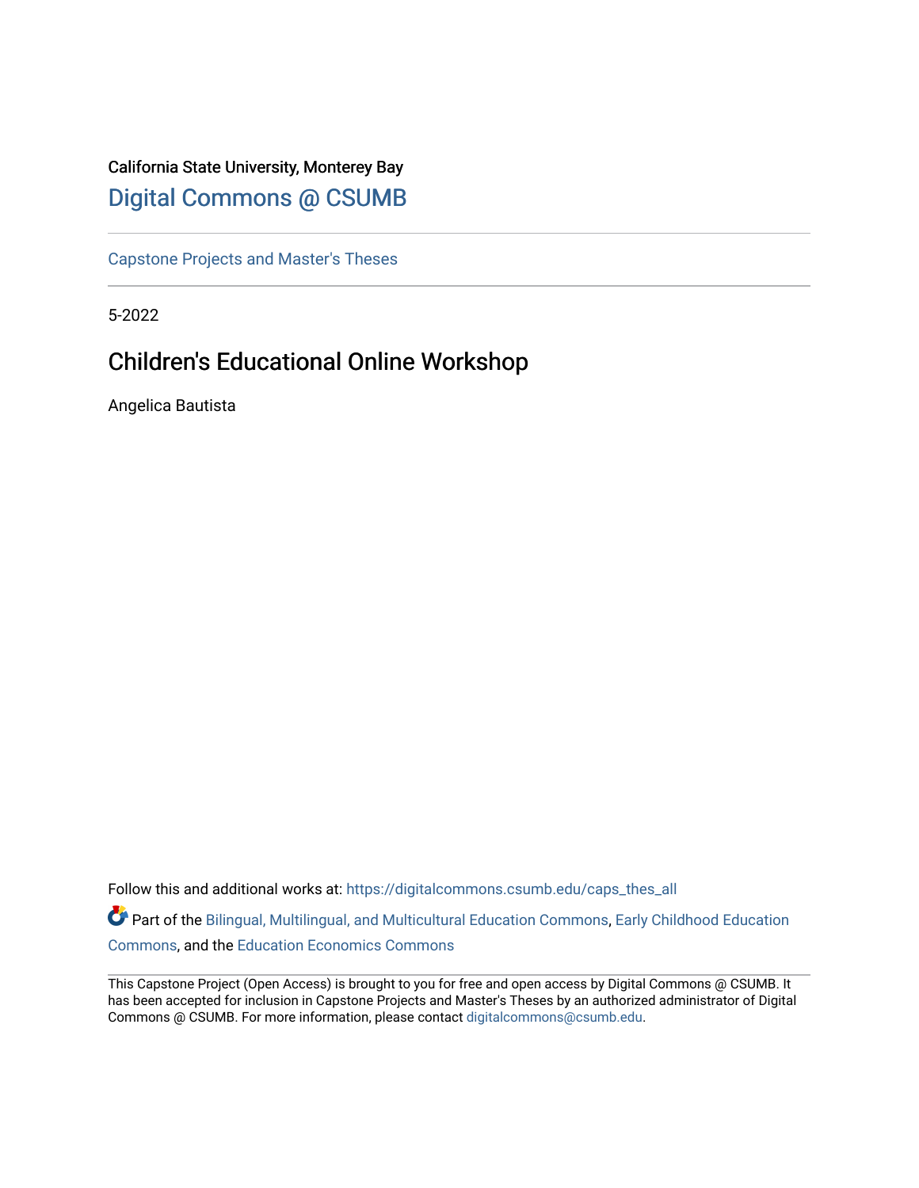California State University, Monterey Bay

Digital Commons @ CSUMB

Capstone Projects and Master's Theses

5-2022

# Children's Educational Online Workshop

Angelica Bautista

Follow this and additional works at: https://digitalcommons.csumb.edu/caps_thes_all

Part of the Bilingual, Multilingual, and Multicultural Education Commons, Early Childhood Education Commons, and the Education Economics Commons

This Capstone Project (Open Access) is brought to you for free and open access by Digital Commons @ CSUMB. It has been accepted for inclusion in Capstone Projects and Master's Theses by an authorized administrator of Digital Commons @ CSUMB. For more information, please contact digitalcommons@csumb.edu.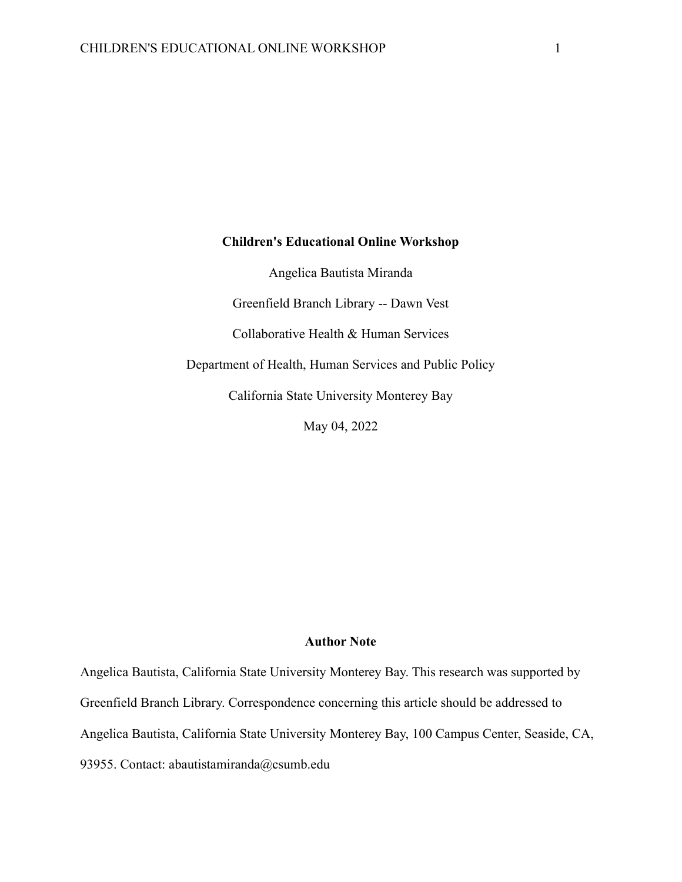# Children's Educational Online Workshop

Angelica Bautista Miranda

Greenfield Branch Library -- Dawn Vest

Collaborative Health & Human Services

Department of Health, Human Services and Public Policy

California State University Monterey Bay

May 04, 2022

## Author Note

Angelica Bautista, California State University Monterey Bay. This research was supported by Greenfield Branch Library. Correspondence concerning this article should be addressed to Angelica Bautista, California State University Monterey Bay, 100 Campus Center, Seaside, CA, 93955. Contact: abautistamiranda@csumb.edu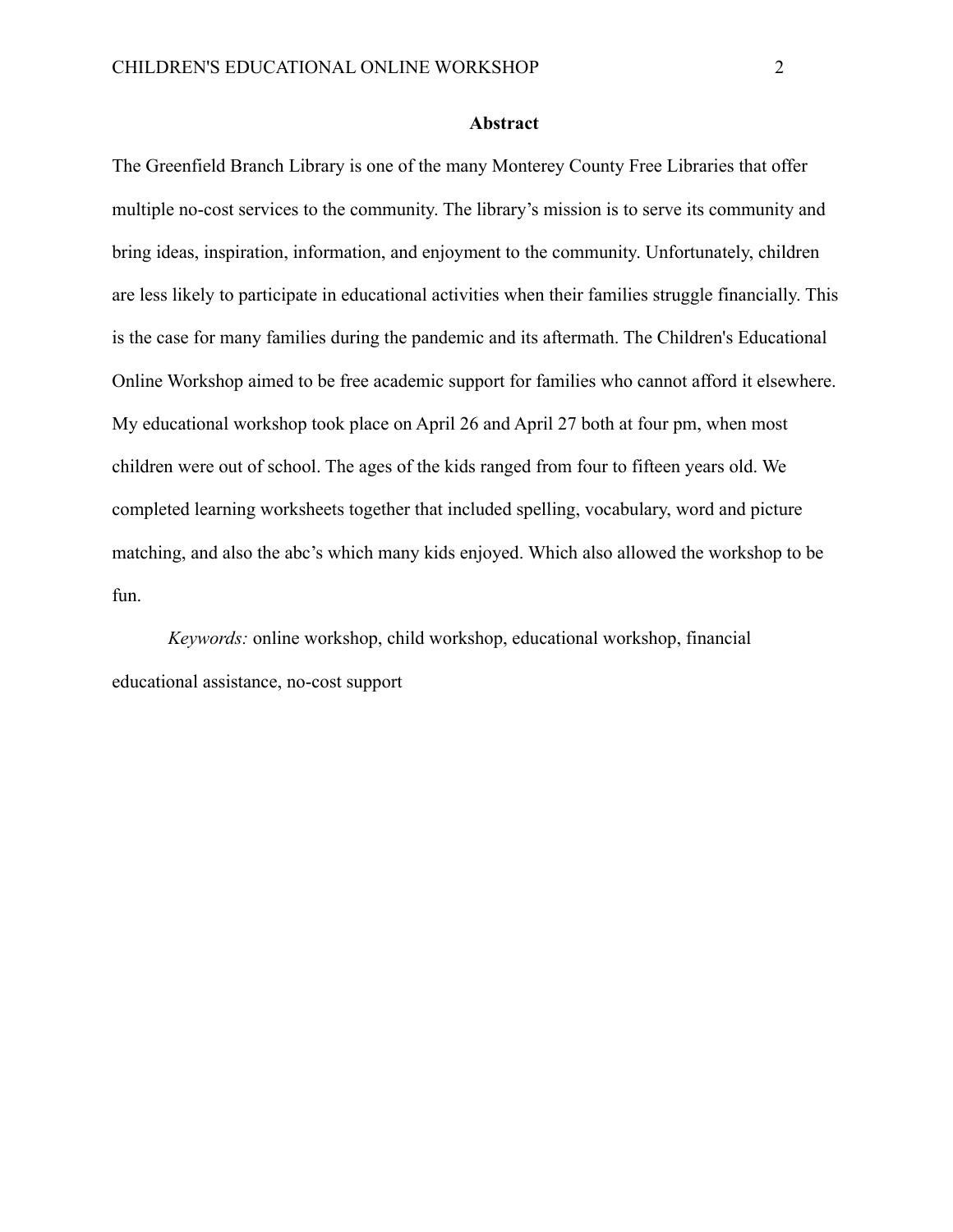## Abstract

The Greenfield Branch Library is one of the many Monterey County Free Libraries that offer multiple no-cost services to the community. The library's mission is to serve its community and bring ideas, inspiration, information, and enjoyment to the community. Unfortunately, children are less likely to participate in educational activities when their families struggle financially. This is the case for many families during the pandemic and its aftermath. The Children's Educational Online Workshop aimed to be free academic support for families who cannot afford it elsewhere. My educational workshop took place on April 26 and April 27 both at four pm, when most children were out of school. The ages of the kids ranged from four to fifteen years old. We completed learning worksheets together that included spelling, vocabulary, word and picture matching, and also the abc's which many kids enjoyed. Which also allowed the workshop to be fun.

*Keywords:* online workshop, child workshop, educational workshop, financial educational assistance, no-cost support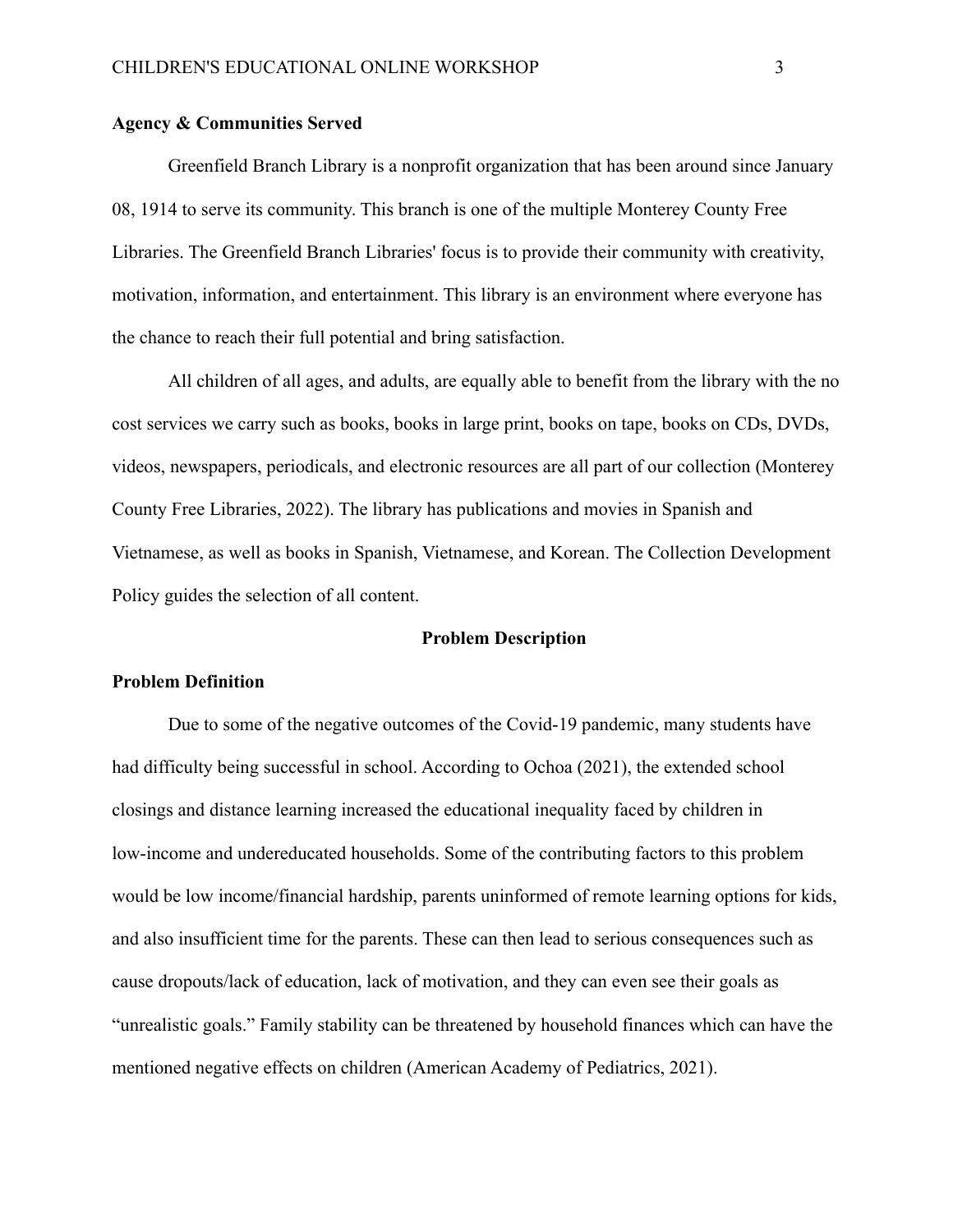**Agency & Communities Served**

Greenfield Branch Library is a nonprofit organization that has been around since January 08, 1914 to serve its community. This branch is one of the multiple Monterey County Free Libraries. The Greenfield Branch Libraries' focus is to provide their community with creativity, motivation, information, and entertainment. This library is an environment where everyone has the chance to reach their full potential and bring satisfaction.

All children of all ages, and adults, are equally able to benefit from the library with the no cost services we carry such as books, books in large print, books on tape, books on CDs, DVDs, videos, newspapers, periodicals, and electronic resources are all part of our collection (Monterey County Free Libraries, 2022). The library has publications and movies in Spanish and Vietnamese, as well as books in Spanish, Vietnamese, and Korean. The Collection Development Policy guides the selection of all content.

## Problem Description

**Problem Definition**

Due to some of the negative outcomes of the Covid-19 pandemic, many students have had difficulty being successful in school. According to Ochoa (2021), the extended school closings and distance learning increased the educational inequality faced by children in low-income and undereducated households. Some of the contributing factors to this problem would be low income/financial hardship, parents uninformed of remote learning options for kids, and also insufficient time for the parents. These can then lead to serious consequences such as cause dropouts/lack of education, lack of motivation, and they can even see their goals as "unrealistic goals." Family stability can be threatened by household finances which can have the mentioned negative effects on children (American Academy of Pediatrics, 2021).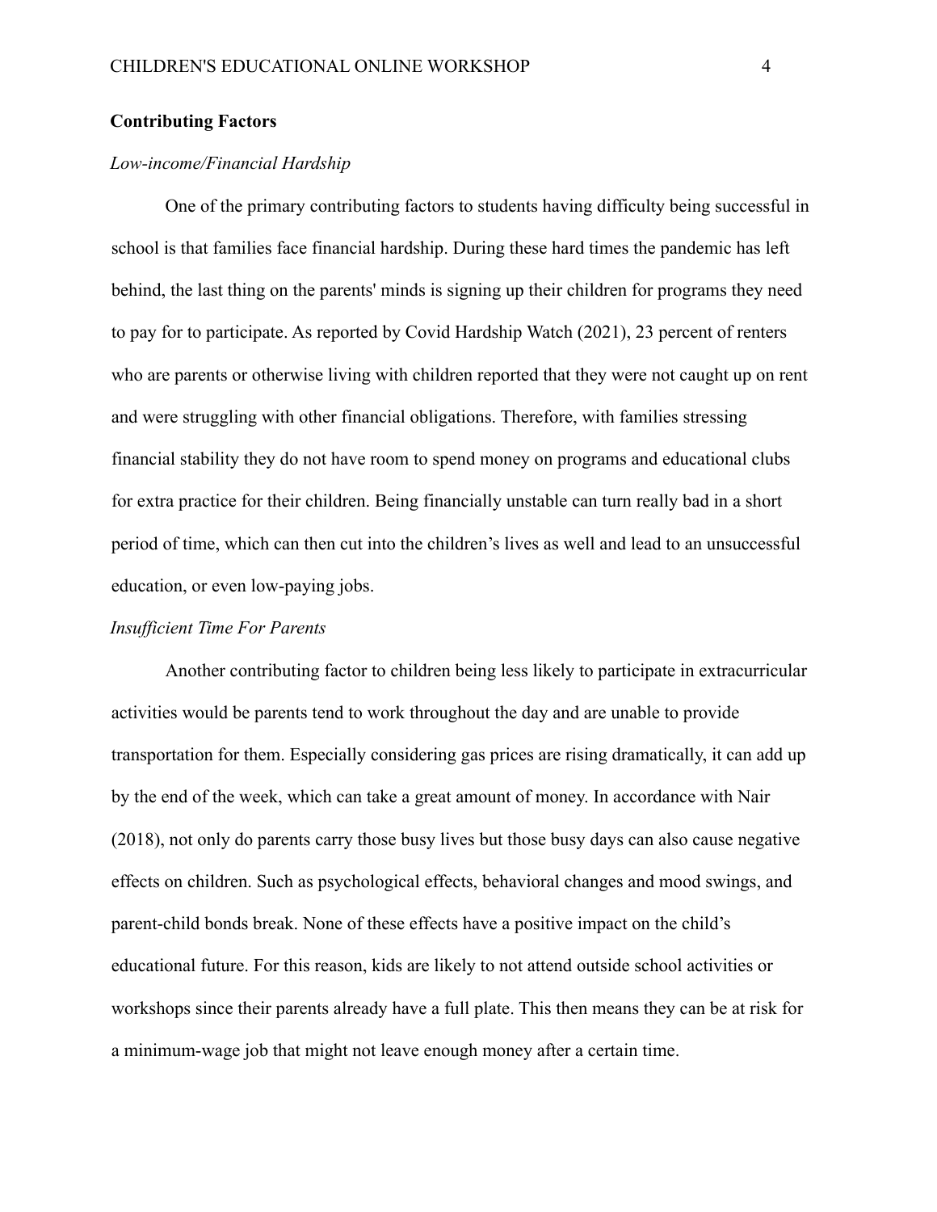## Contributing Factors

### *Low-income/Financial Hardship*

One of the primary contributing factors to students having difficulty being successful in school is that families face financial hardship. During these hard times the pandemic has left behind, the last thing on the parents' minds is signing up their children for programs they need to pay for to participate. As reported by Covid Hardship Watch (2021), 23 percent of renters who are parents or otherwise living with children reported that they were not caught up on rent and were struggling with other financial obligations. Therefore, with families stressing financial stability they do not have room to spend money on programs and educational clubs for extra practice for their children. Being financially unstable can turn really bad in a short period of time, which can then cut into the children's lives as well and lead to an unsuccessful education, or even low-paying jobs.

### *Insufficient Time For Parents*

Another contributing factor to children being less likely to participate in extracurricular activities would be parents tend to work throughout the day and are unable to provide transportation for them. Especially considering gas prices are rising dramatically, it can add up by the end of the week, which can take a great amount of money. In accordance with Nair (2018), not only do parents carry those busy lives but those busy days can also cause negative effects on children. Such as psychological effects, behavioral changes and mood swings, and parent-child bonds break. None of these effects have a positive impact on the child's educational future. For this reason, kids are likely to not attend outside school activities or workshops since their parents already have a full plate. This then means they can be at risk for a minimum-wage job that might not leave enough money after a certain time.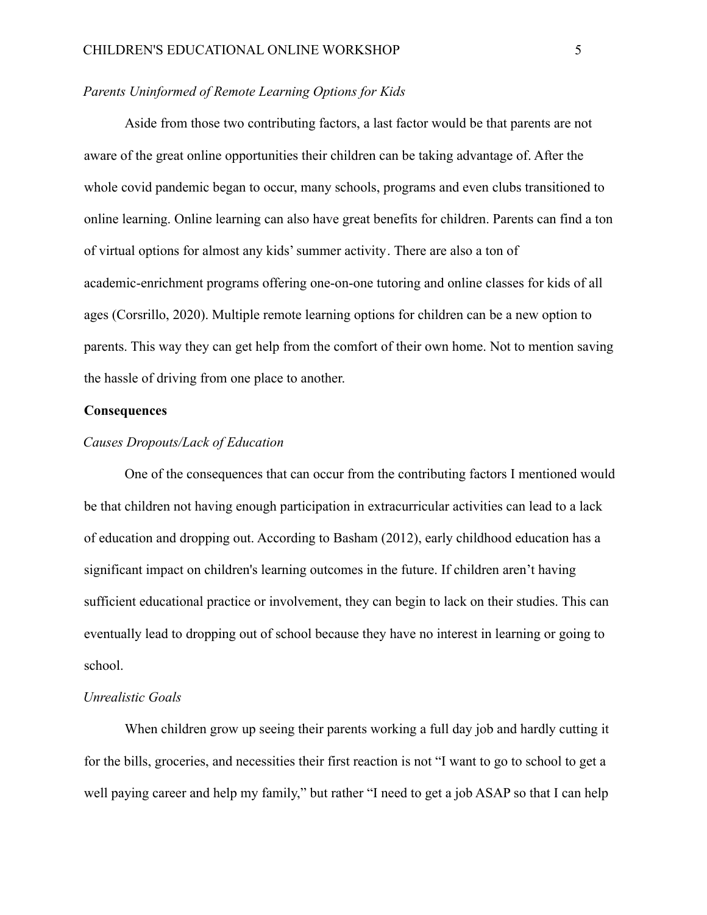### *Parents Uninformed of Remote Learning Options for Kids*

Aside from those two contributing factors, a last factor would be that parents are not aware of the great online opportunities their children can be taking advantage of. After the whole covid pandemic began to occur, many schools, programs and even clubs transitioned to online learning. Online learning can also have great benefits for children. Parents can find a ton of virtual options for almost any kids' summer activity. There are also a ton of academic-enrichment programs offering one-on-one tutoring and online classes for kids of all ages (Corsrillo, 2020). Multiple remote learning options for children can be a new option to parents. This way they can get help from the comfort of their own home. Not to mention saving the hassle of driving from one place to another.

## **Consequences**

### *Causes Dropouts/Lack of Education*

One of the consequences that can occur from the contributing factors I mentioned would be that children not having enough participation in extracurricular activities can lead to a lack of education and dropping out. According to Basham (2012), early childhood education has a significant impact on children's learning outcomes in the future. If children aren't having sufficient educational practice or involvement, they can begin to lack on their studies. This can eventually lead to dropping out of school because they have no interest in learning or going to school.

### *Unrealistic Goals*

When children grow up seeing their parents working a full day job and hardly cutting it for the bills, groceries, and necessities their first reaction is not "I want to go to school to get a well paying career and help my family," but rather "I need to get a job ASAP so that I can help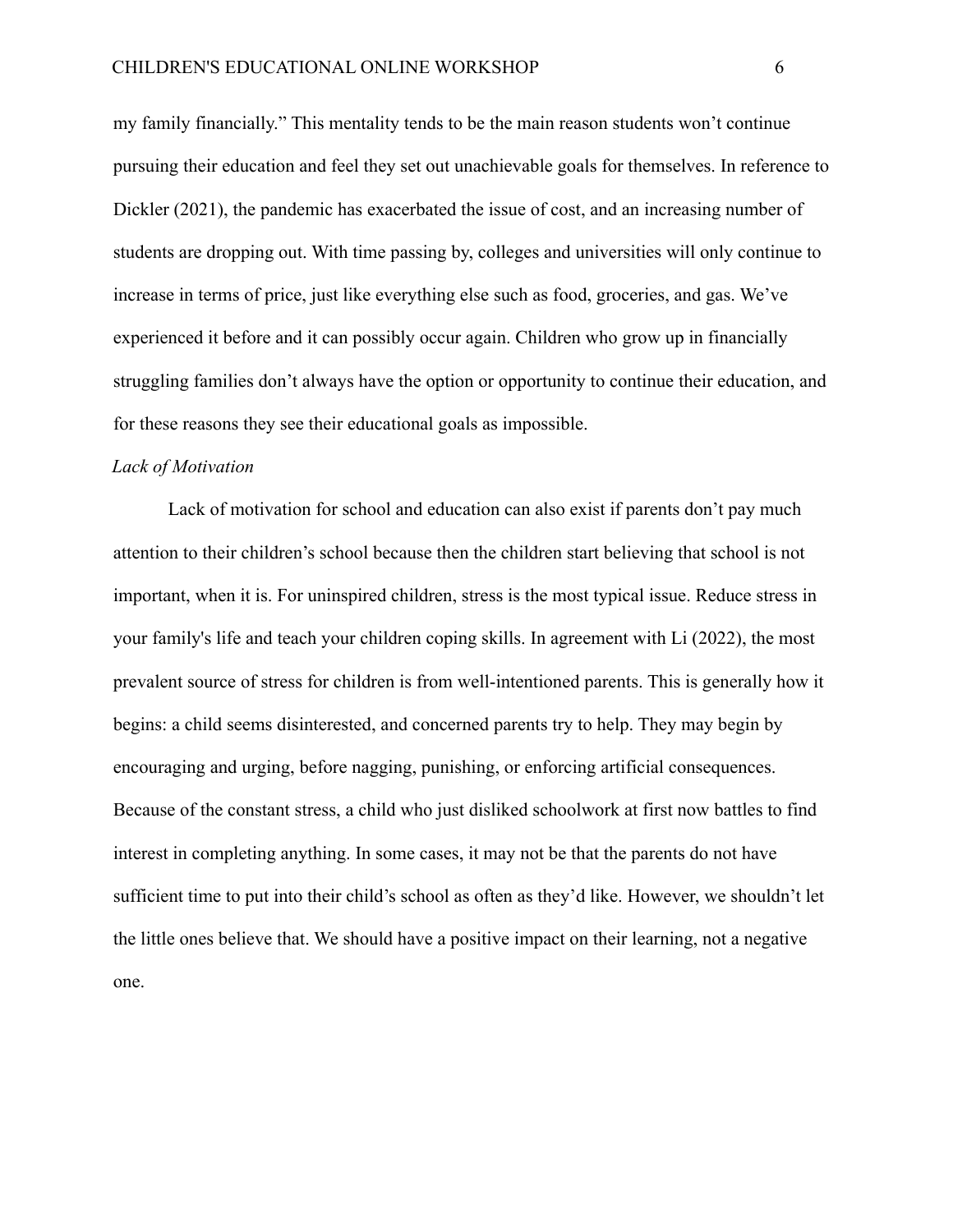my family financially." This mentality tends to be the main reason students won't continue pursuing their education and feel they set out unachievable goals for themselves. In reference to Dickler (2021), the pandemic has exacerbated the issue of cost, and an increasing number of students are dropping out. With time passing by, colleges and universities will only continue to increase in terms of price, just like everything else such as food, groceries, and gas. We've experienced it before and it can possibly occur again. Children who grow up in financially struggling families don't always have the option or opportunity to continue their education, and for these reasons they see their educational goals as impossible.

### *Lack of Motivation*

Lack of motivation for school and education can also exist if parents don't pay much attention to their children's school because then the children start believing that school is not important, when it is. For uninspired children, stress is the most typical issue. Reduce stress in your family's life and teach your children coping skills. In agreement with Li (2022), the most prevalent source of stress for children is from well-intentioned parents. This is generally how it begins: a child seems disinterested, and concerned parents try to help. They may begin by encouraging and urging, before nagging, punishing, or enforcing artificial consequences. Because of the constant stress, a child who just disliked schoolwork at first now battles to find interest in completing anything. In some cases, it may not be that the parents do not have sufficient time to put into their child's school as often as they'd like. However, we shouldn't let the little ones believe that. We should have a positive impact on their learning, not a negative one.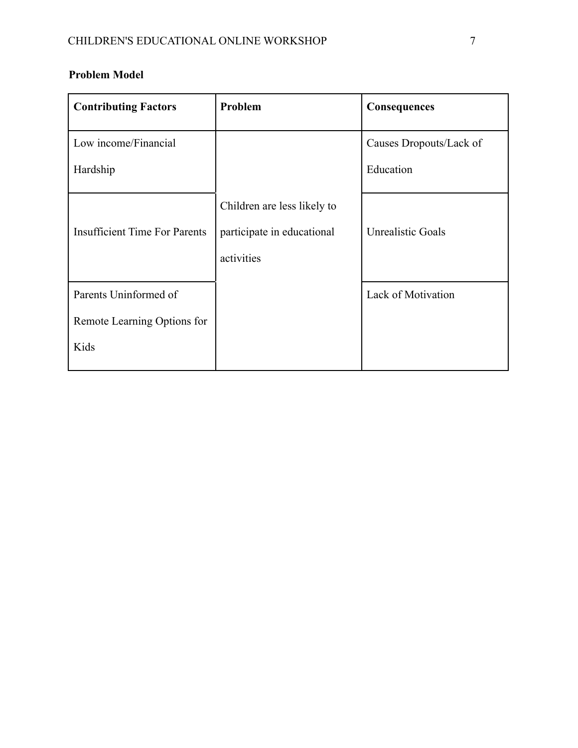**Problem Model**

| Contributing Factors | Problem | Consequences |
| --- | --- | --- |
| Low income/Financial Hardship | Children are less likely to participate in educational activities | Causes Dropouts/Lack of Education |
| Insufficient Time For Parents | | Unrealistic Goals |
| Parents Uninformed of Remote Learning Options for Kids | | Lack of Motivation |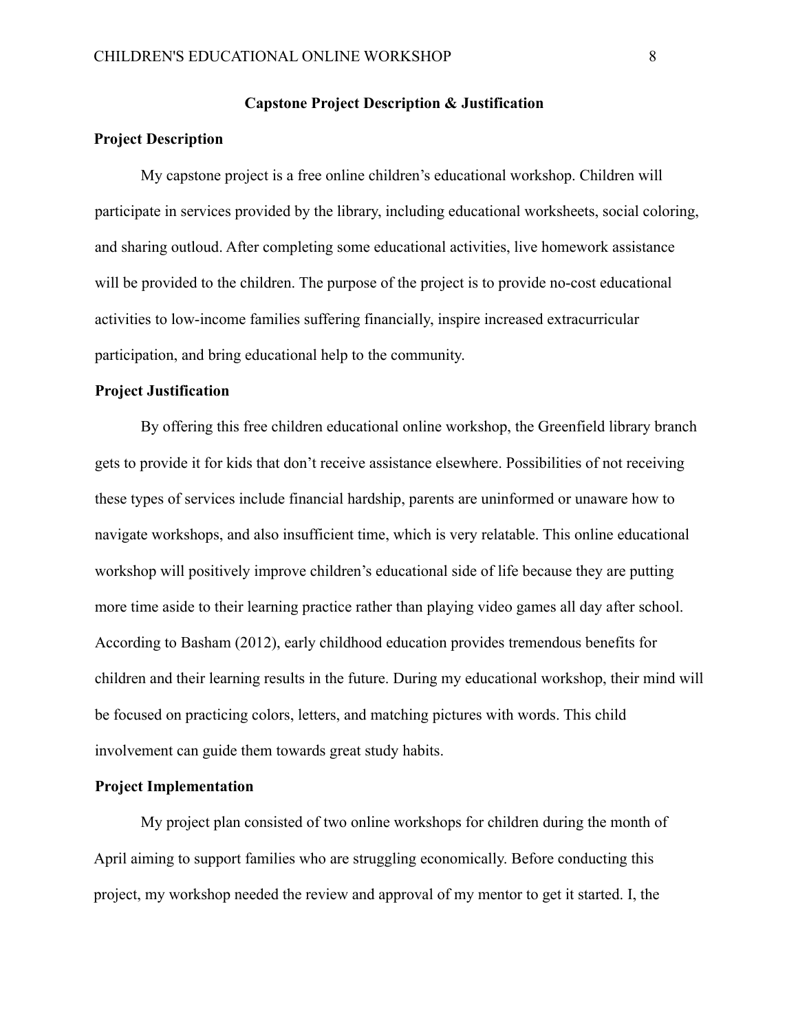## Capstone Project Description & Justification

### Project Description

My capstone project is a free online children's educational workshop. Children will participate in services provided by the library, including educational worksheets, social coloring, and sharing outloud. After completing some educational activities, live homework assistance will be provided to the children. The purpose of the project is to provide no-cost educational activities to low-income families suffering financially, inspire increased extracurricular participation, and bring educational help to the community.

### Project Justification

By offering this free children educational online workshop, the Greenfield library branch gets to provide it for kids that don't receive assistance elsewhere. Possibilities of not receiving these types of services include financial hardship, parents are uninformed or unaware how to navigate workshops, and also insufficient time, which is very relatable. This online educational workshop will positively improve children's educational side of life because they are putting more time aside to their learning practice rather than playing video games all day after school. According to Basham (2012), early childhood education provides tremendous benefits for children and their learning results in the future. During my educational workshop, their mind will be focused on practicing colors, letters, and matching pictures with words. This child involvement can guide them towards great study habits.

### Project Implementation

My project plan consisted of two online workshops for children during the month of April aiming to support families who are struggling economically. Before conducting this project, my workshop needed the review and approval of my mentor to get it started. I, the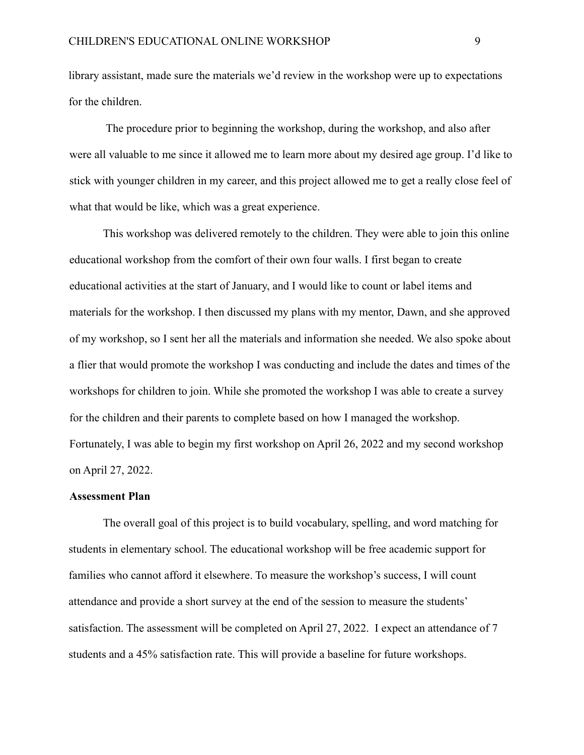library assistant, made sure the materials we'd review in the workshop were up to expectations for the children.

The procedure prior to beginning the workshop, during the workshop, and also after were all valuable to me since it allowed me to learn more about my desired age group. I'd like to stick with younger children in my career, and this project allowed me to get a really close feel of what that would be like, which was a great experience.

This workshop was delivered remotely to the children. They were able to join this online educational workshop from the comfort of their own four walls. I first began to create educational activities at the start of January, and I would like to count or label items and materials for the workshop. I then discussed my plans with my mentor, Dawn, and she approved of my workshop, so I sent her all the materials and information she needed. We also spoke about a flier that would promote the workshop I was conducting and include the dates and times of the workshops for children to join. While she promoted the workshop I was able to create a survey for the children and their parents to complete based on how I managed the workshop. Fortunately, I was able to begin my first workshop on April 26, 2022 and my second workshop on April 27, 2022.

**Assessment Plan**

The overall goal of this project is to build vocabulary, spelling, and word matching for students in elementary school. The educational workshop will be free academic support for families who cannot afford it elsewhere. To measure the workshop's success, I will count attendance and provide a short survey at the end of the session to measure the students' satisfaction. The assessment will be completed on April 27, 2022. I expect an attendance of 7 students and a 45% satisfaction rate. This will provide a baseline for future workshops.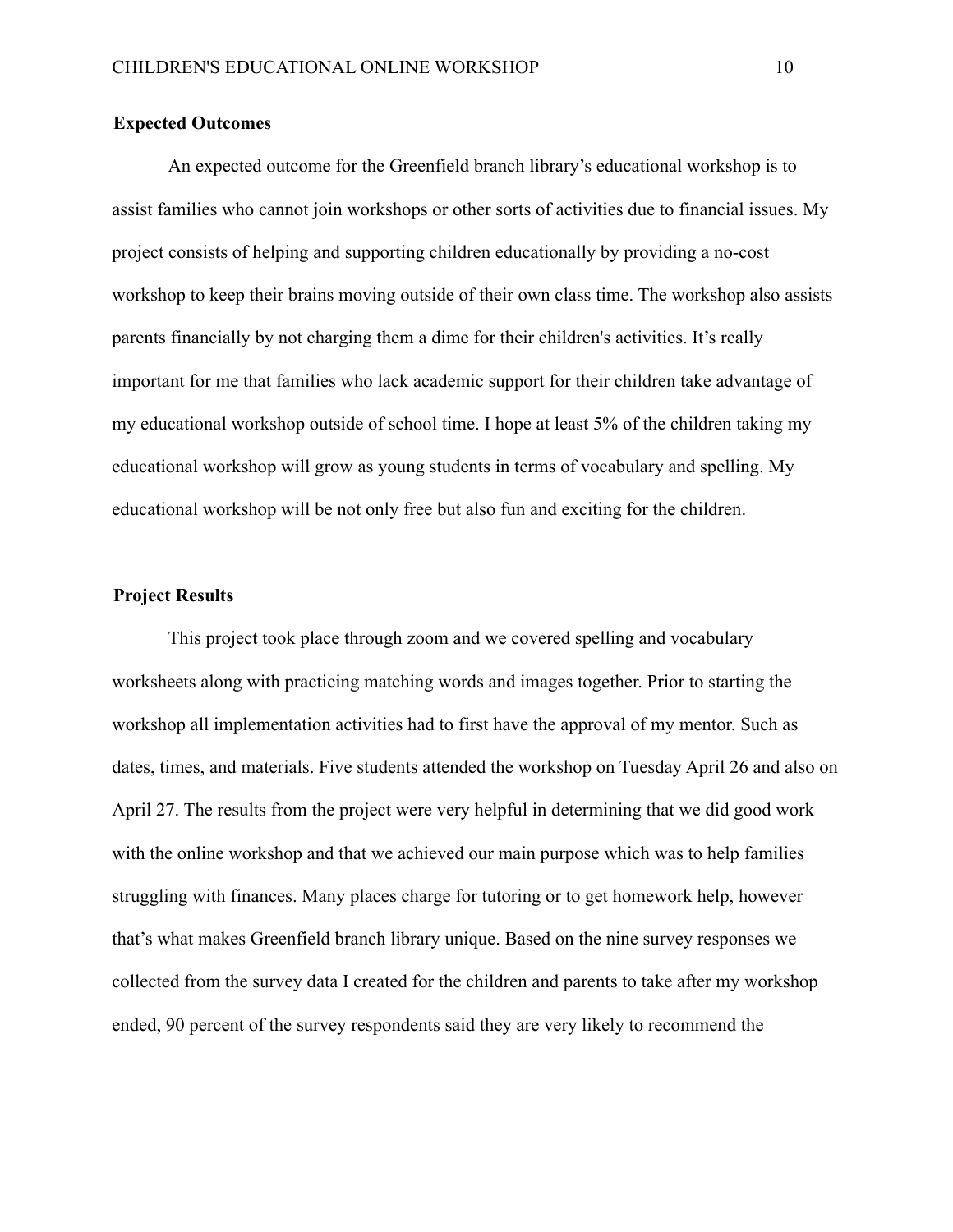**Expected Outcomes**

An expected outcome for the Greenfield branch library's educational workshop is to assist families who cannot join workshops or other sorts of activities due to financial issues. My project consists of helping and supporting children educationally by providing a no-cost workshop to keep their brains moving outside of their own class time. The workshop also assists parents financially by not charging them a dime for their children's activities. It's really important for me that families who lack academic support for their children take advantage of my educational workshop outside of school time. I hope at least 5% of the children taking my educational workshop will grow as young students in terms of vocabulary and spelling. My educational workshop will be not only free but also fun and exciting for the children.

**Project Results**

This project took place through zoom and we covered spelling and vocabulary worksheets along with practicing matching words and images together. Prior to starting the workshop all implementation activities had to first have the approval of my mentor. Such as dates, times, and materials. Five students attended the workshop on Tuesday April 26 and also on April 27. The results from the project were very helpful in determining that we did good work with the online workshop and that we achieved our main purpose which was to help families struggling with finances. Many places charge for tutoring or to get homework help, however that's what makes Greenfield branch library unique. Based on the nine survey responses we collected from the survey data I created for the children and parents to take after my workshop ended, 90 percent of the survey respondents said they are very likely to recommend the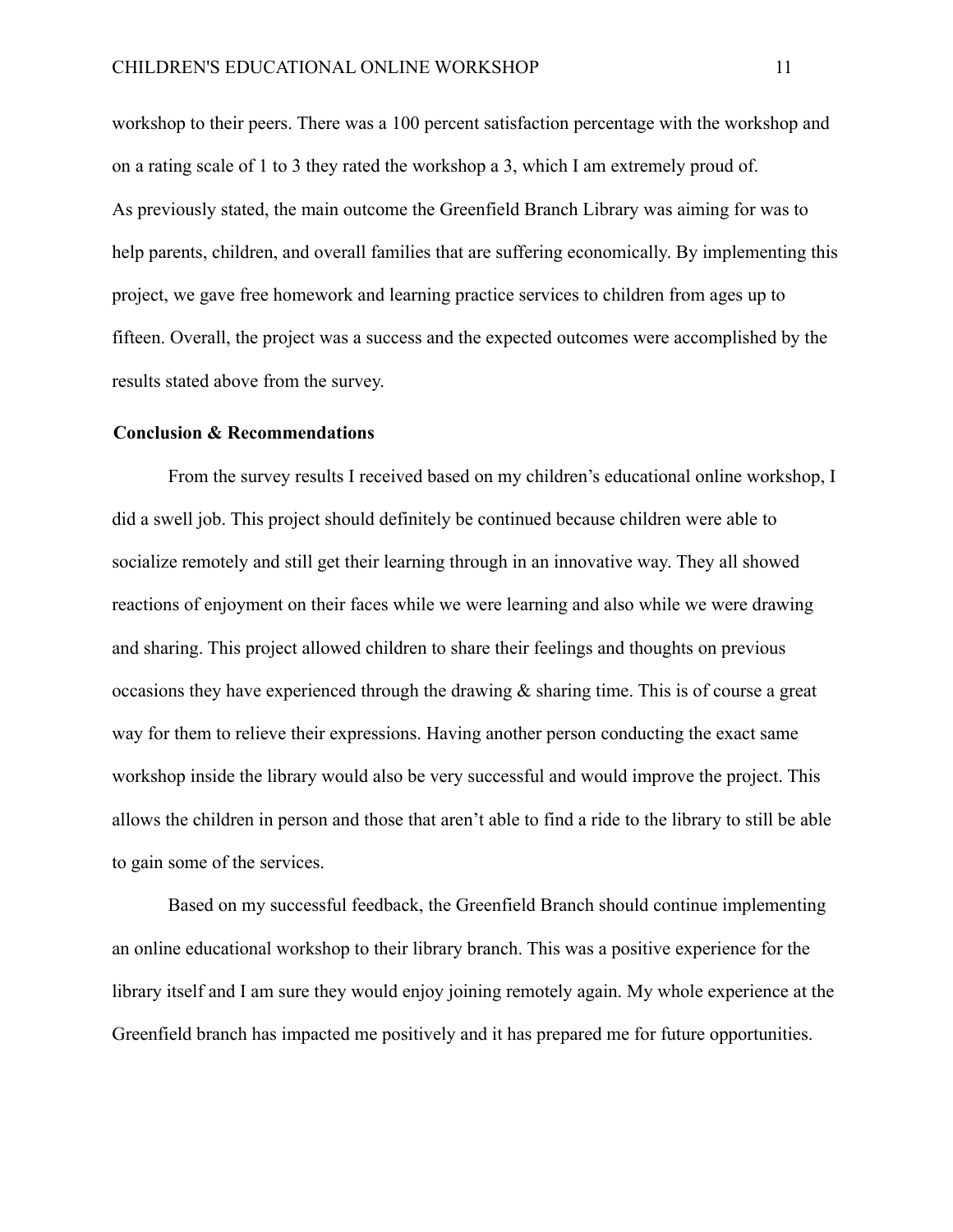workshop to their peers. There was a 100 percent satisfaction percentage with the workshop and on a rating scale of 1 to 3 they rated the workshop a 3, which I am extremely proud of.

As previously stated, the main outcome the Greenfield Branch Library was aiming for was to help parents, children, and overall families that are suffering economically. By implementing this project, we gave free homework and learning practice services to children from ages up to fifteen. Overall, the project was a success and the expected outcomes were accomplished by the results stated above from the survey.

**Conclusion & Recommendations**

From the survey results I received based on my children's educational online workshop, I did a swell job. This project should definitely be continued because children were able to socialize remotely and still get their learning through in an innovative way. They all showed reactions of enjoyment on their faces while we were learning and also while we were drawing and sharing. This project allowed children to share their feelings and thoughts on previous occasions they have experienced through the drawing & sharing time. This is of course a great way for them to relieve their expressions. Having another person conducting the exact same workshop inside the library would also be very successful and would improve the project. This allows the children in person and those that aren't able to find a ride to the library to still be able to gain some of the services.

Based on my successful feedback, the Greenfield Branch should continue implementing an online educational workshop to their library branch. This was a positive experience for the library itself and I am sure they would enjoy joining remotely again. My whole experience at the Greenfield branch has impacted me positively and it has prepared me for future opportunities.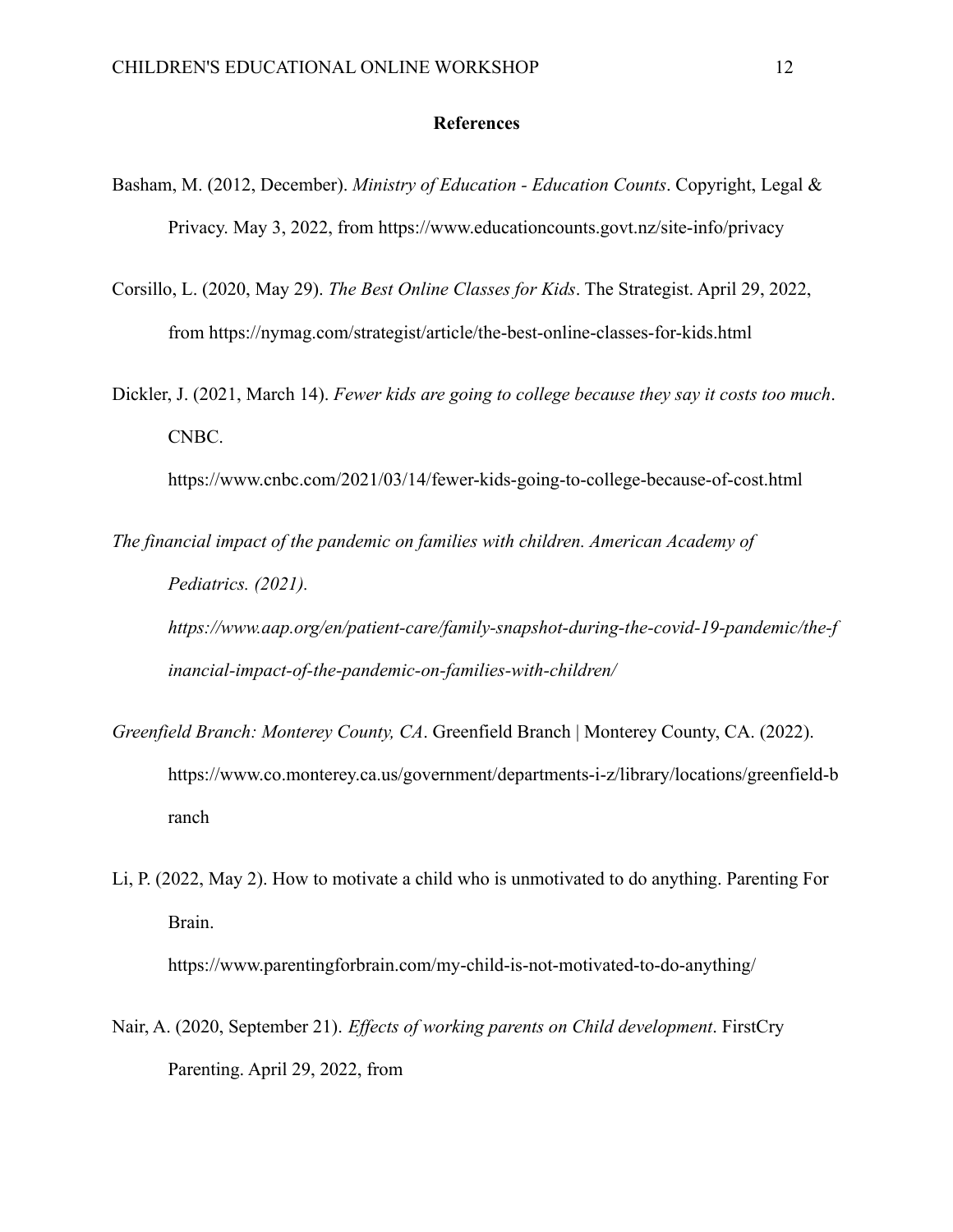**References**

Basham, M. (2012, December). *Ministry of Education - Education Counts*. Copyright, Legal & Privacy. May 3, 2022, from https://www.educationcounts.govt.nz/site-info/privacy

Corsillo, L. (2020, May 29). *The Best Online Classes for Kids*. The Strategist. April 29, 2022, from https://nymag.com/strategist/article/the-best-online-classes-for-kids.html

Dickler, J. (2021, March 14). *Fewer kids are going to college because they say it costs too much*. CNBC.

https://www.cnbc.com/2021/03/14/fewer-kids-going-to-college-because-of-cost.html

*The financial impact of the pandemic on families with children. American Academy of Pediatrics. (2021).*

*https://www.aap.org/en/patient-care/family-snapshot-during-the-covid-19-pandemic/the-financial-impact-of-the-pandemic-on-families-with-children/*

*Greenfield Branch: Monterey County, CA*. Greenfield Branch | Monterey County, CA. (2022). https://www.co.monterey.ca.us/government/departments-i-z/library/locations/greenfield-branch

Li, P. (2022, May 2). How to motivate a child who is unmotivated to do anything. Parenting For Brain.

https://www.parentingforbrain.com/my-child-is-not-motivated-to-do-anything/

Nair, A. (2020, September 21). *Effects of working parents on Child development*. FirstCry Parenting. April 29, 2022, from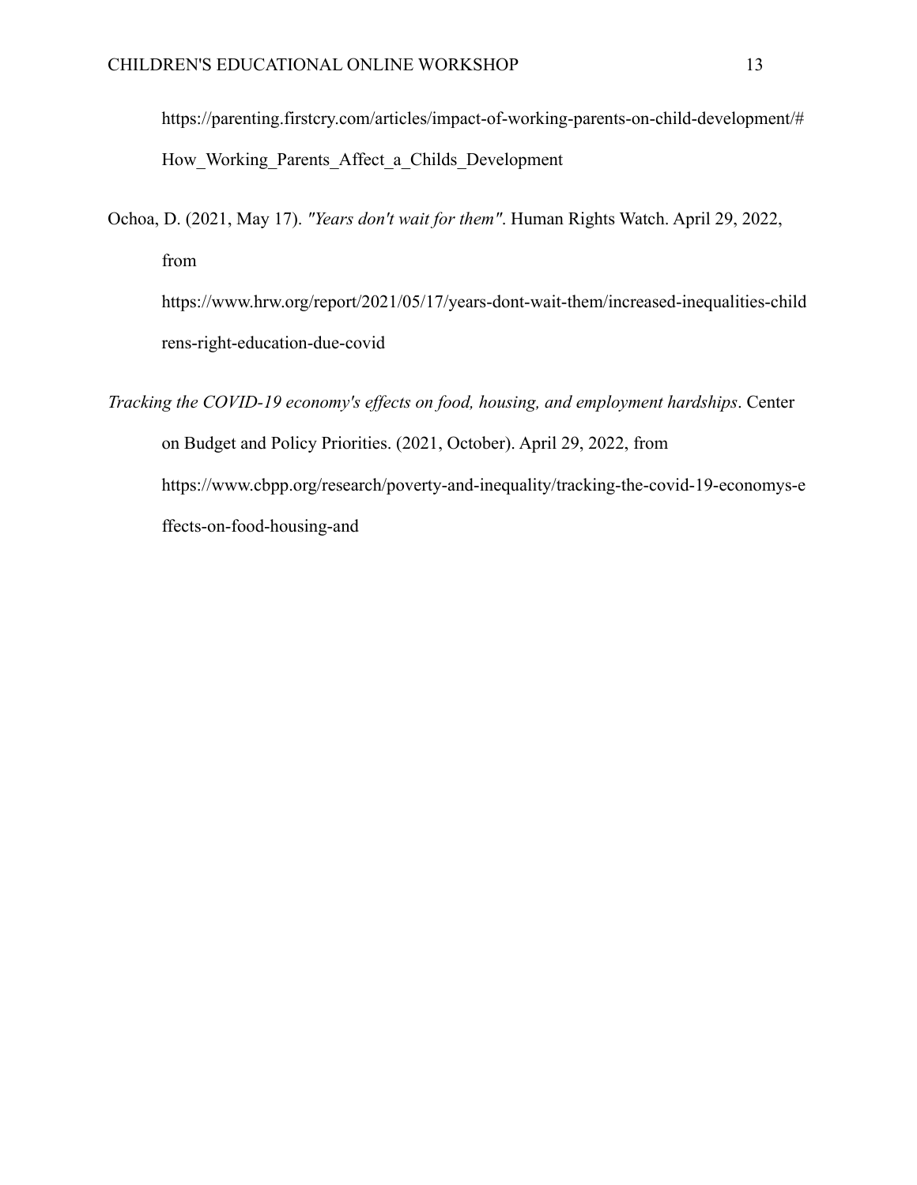https://parenting.firstcry.com/articles/impact-of-working-parents-on-child-development/#How_Working_Parents_Affect_a_Childs_Development

Ochoa, D. (2021, May 17). *"Years don't wait for them"*. Human Rights Watch. April 29, 2022, from https://www.hrw.org/report/2021/05/17/years-dont-wait-them/increased-inequalities-childrens-right-education-due-covid

*Tracking the COVID-19 economy's effects on food, housing, and employment hardships*. Center on Budget and Policy Priorities. (2021, October). April 29, 2022, from https://www.cbpp.org/research/poverty-and-inequality/tracking-the-covid-19-economys-effects-on-food-housing-and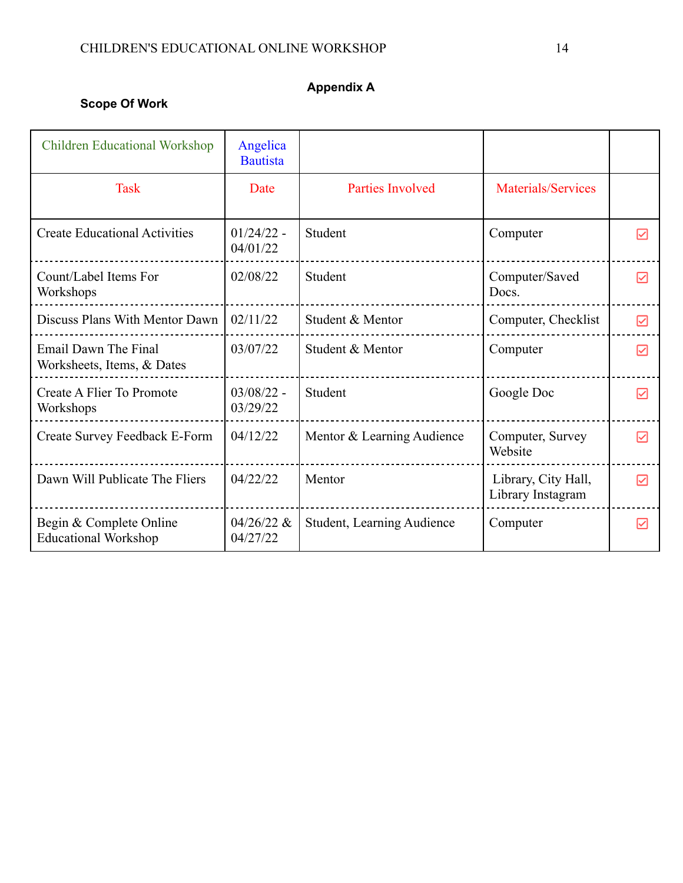## Appendix A

### Scope Of Work

| Children Educational Workshop | Angelica Bautista | | | |
|---|---|---|---|---|
| Task | Date | Parties Involved | Materials/Services | |
| Create Educational Activities | 01/24/22 - 04/01/22 | Student | Computer | ☑ |
| Count/Label Items For Workshops | 02/08/22 | Student | Computer/Saved Docs. | ☑ |
| Discuss Plans With Mentor Dawn | 02/11/22 | Student & Mentor | Computer, Checklist | ☑ |
| Email Dawn The Final Worksheets, Items, & Dates | 03/07/22 | Student & Mentor | Computer | ☑ |
| Create A Flier To Promote Workshops | 03/08/22 - 03/29/22 | Student | Google Doc | ☑ |
| Create Survey Feedback E-Form | 04/12/22 | Mentor & Learning Audience | Computer, Survey Website | ☑ |
| Dawn Will Publicate The Fliers | 04/22/22 | Mentor | Library, City Hall, Library Instagram | ☑ |
| Begin & Complete Online Educational Workshop | 04/26/22 & 04/27/22 | Student, Learning Audience | Computer | ☑ |